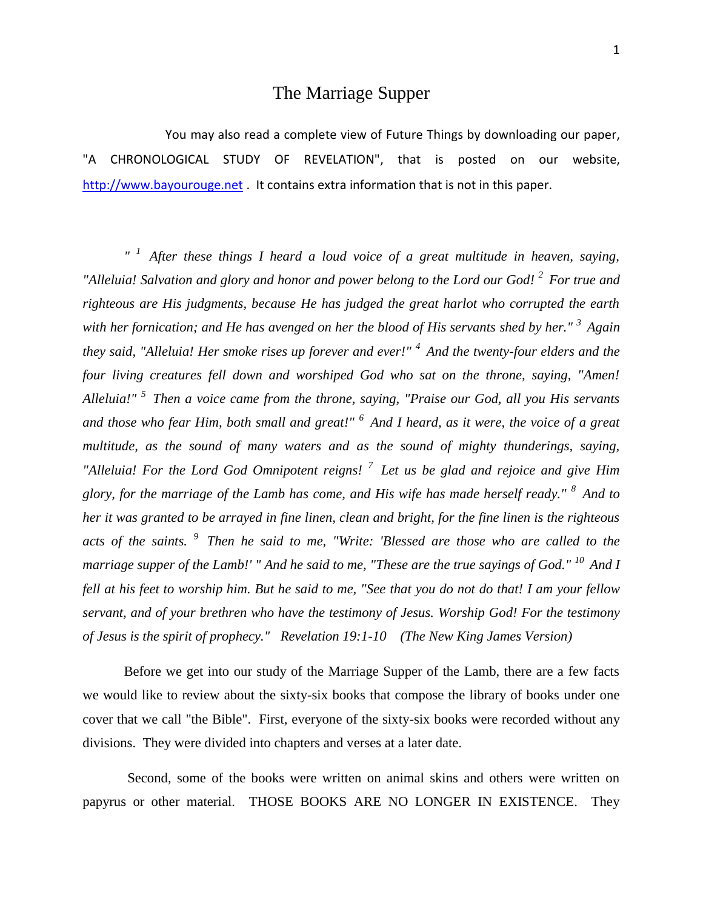# The Marriage Supper

You may also read a complete view of Future Things by downloading our paper, "A CHRONOLOGICAL STUDY OF REVELATION", that is posted on our website, http://www.bayourouge.net . It contains extra information that is not in this paper.

*" [1] After these things I heard a loud voice of a great multitude in heaven, saying, "Alleluia! Salvation and glory and honor and power belong to the Lord our God! [2] For true and righteous are His judgments, because He has judged the great harlot who corrupted the earth with her fornication; and He has avenged on her the blood of His servants shed by her." [3] Again they said, "Alleluia! Her smoke rises up forever and ever!" [4] And the twenty-four elders and the four living creatures fell down and worshiped God who sat on the throne, saying, "Amen! Alleluia!" [5] Then a voice came from the throne, saying, "Praise our God, all you His servants and those who fear Him, both small and great!" [6] And I heard, as it were, the voice of a great multitude, as the sound of many waters and as the sound of mighty thunderings, saying, "Alleluia! For the Lord God Omnipotent reigns! [7] Let us be glad and rejoice and give Him glory, for the marriage of the Lamb has come, and His wife has made herself ready." [8] And to her it was granted to be arrayed in fine linen, clean and bright, for the fine linen is the righteous acts of the saints. [9] Then he said to me, "Write: 'Blessed are those who are called to the marriage supper of the Lamb!' " And he said to me, "These are the true sayings of God." [10] And I fell at his feet to worship him. But he said to me, "See that you do not do that! I am your fellow servant, and of your brethren who have the testimony of Jesus. Worship God! For the testimony of Jesus is the spirit of prophecy."  Revelation 19:1-10  (The New King James Version)*

Before we get into our study of the Marriage Supper of the Lamb, there are a few facts we would like to review about the sixty-six books that compose the library of books under one cover that we call "the Bible". First, everyone of the sixty-six books were recorded without any divisions. They were divided into chapters and verses at a later date.

Second, some of the books were written on animal skins and others were written on papyrus or other material. THOSE BOOKS ARE NO LONGER IN EXISTENCE. They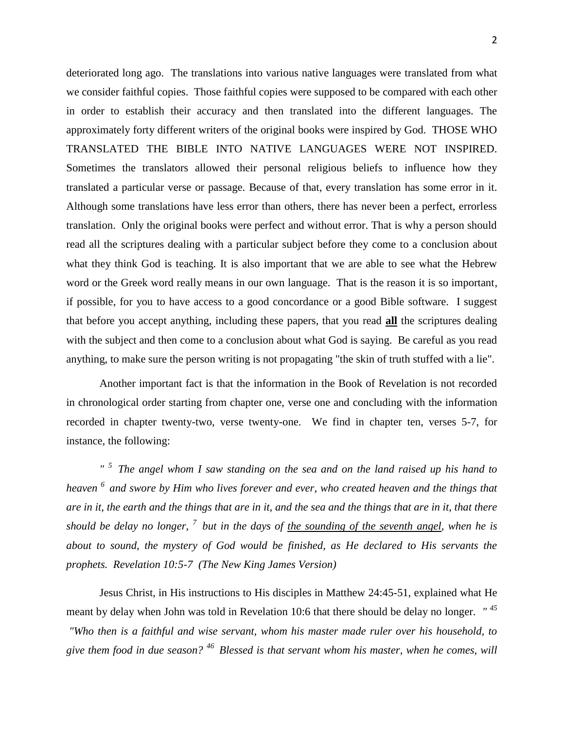deteriorated long ago. The translations into various native languages were translated from what we consider faithful copies. Those faithful copies were supposed to be compared with each other in order to establish their accuracy and then translated into the different languages. The approximately forty different writers of the original books were inspired by God. THOSE WHO TRANSLATED THE BIBLE INTO NATIVE LANGUAGES WERE NOT INSPIRED. Sometimes the translators allowed their personal religious beliefs to influence how they translated a particular verse or passage. Because of that, every translation has some error in it. Although some translations have less error than others, there has never been a perfect, errorless translation. Only the original books were perfect and without error. That is why a person should read all the scriptures dealing with a particular subject before they come to a conclusion about what they think God is teaching. It is also important that we are able to see what the Hebrew word or the Greek word really means in our own language. That is the reason it is so important, if possible, for you to have access to a good concordance or a good Bible software. I suggest that before you accept anything, including these papers, that you read **<u>all</u>** the scriptures dealing with the subject and then come to a conclusion about what God is saying. Be careful as you read anything, to make sure the person writing is not propagating "the skin of truth stuffed with a lie".

Another important fact is that the information in the Book of Revelation is not recorded in chronological order starting from chapter one, verse one and concluding with the information recorded in chapter twenty-two, verse twenty-one. We find in chapter ten, verses 5-7, for instance, the following:

*" [5] The angel whom I saw standing on the sea and on the land raised up his hand to heaven [6] and swore by Him who lives forever and ever, who created heaven and the things that are in it, the earth and the things that are in it, and the sea and the things that are in it, that there should be delay no longer, [7] but in the days of <u>the sounding of the seventh angel</u>, when he is about to sound, the mystery of God would be finished, as He declared to His servants the prophets. Revelation 10:5-7 (The New King James Version)*

Jesus Christ, in His instructions to His disciples in Matthew 24:45-51, explained what He meant by delay when John was told in Revelation 10:6 that there should be delay no longer. *" [45] "Who then is a faithful and wise servant, whom his master made ruler over his household, to give them food in due season? [46] Blessed is that servant whom his master, when he comes, will*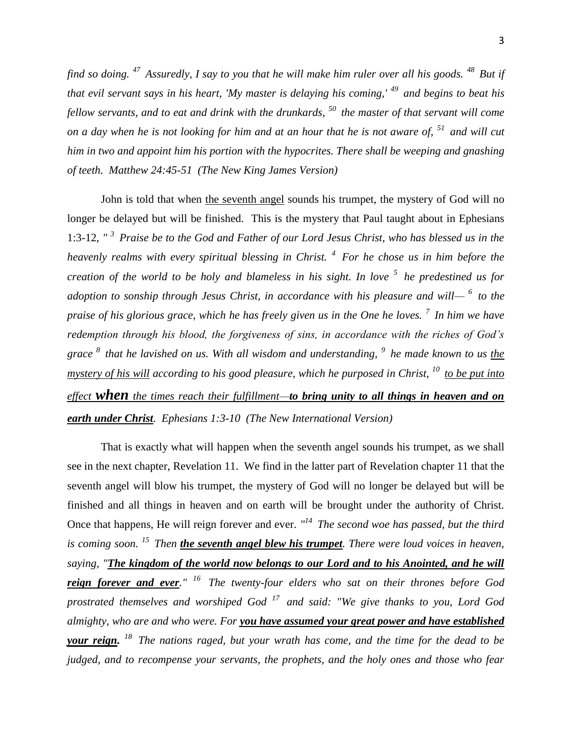*find so doing. [47] Assuredly, I say to you that he will make him ruler over all his goods. [48] But if that evil servant says in his heart, 'My master is delaying his coming,' [49] and begins to beat his fellow servants, and to eat and drink with the drunkards, [50] the master of that servant will come on a day when he is not looking for him and at an hour that he is not aware of, [51] and will cut him in two and appoint him his portion with the hypocrites. There shall be weeping and gnashing of teeth. Matthew 24:45-51 (The New King James Version)*

John is told that when <u>the seventh angel</u> sounds his trumpet, the mystery of God will no longer be delayed but will be finished. This is the mystery that Paul taught about in Ephesians 1:3-12, *" [3] Praise be to the God and Father of our Lord Jesus Christ, who has blessed us in the heavenly realms with every spiritual blessing in Christ. [4] For he chose us in him before the creation of the world to be holy and blameless in his sight. In love [5] he predestined us for adoption to sonship through Jesus Christ, in accordance with his pleasure and will— [6] to the praise of his glorious grace, which he has freely given us in the One he loves. [7] In him we have redemption through his blood, the forgiveness of sins, in accordance with the riches of God's grace [8] that he lavished on us. With all wisdom and understanding, [9] he made known to us <u>the mystery of his will</u> according to his good pleasure, which he purposed in Christ, [10] <u>to be put into effect **when** the times reach their fulfillment—**to bring unity to all things in heaven and on earth under Christ**</u>. Ephesians 1:3-10 (The New International Version)*

That is exactly what will happen when the seventh angel sounds his trumpet, as we shall see in the next chapter, Revelation 11. We find in the latter part of Revelation chapter 11 that the seventh angel will blow his trumpet, the mystery of God will no longer be delayed but will be finished and all things in heaven and on earth will be brought under the authority of Christ. Once that happens, He will reign forever and ever. *"[14] The second woe has passed, but the third is coming soon. [15] Then **<u>the seventh angel blew his trumpet</u>**. There were loud voices in heaven, saying, "**<u>The kingdom of the world now belongs to our Lord and to his Anointed, and he will reign forever and ever</u>**." [16] The twenty-four elders who sat on their thrones before God prostrated themselves and worshiped God [17] and said: "We give thanks to you, Lord God almighty, who are and who were. For **<u>you have assumed your great power and have established your reign</u>**. [18] The nations raged, but your wrath has come, and the time for the dead to be judged, and to recompense your servants, the prophets, and the holy ones and those who fear*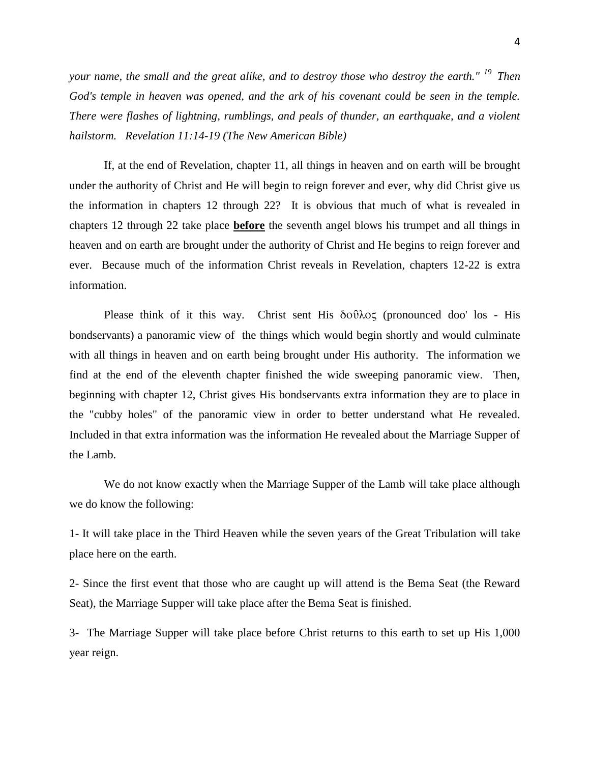*your name, the small and the great alike, and to destroy those who destroy the earth."* [19] *Then God's temple in heaven was opened, and the ark of his covenant could be seen in the temple. There were flashes of lightning, rumblings, and peals of thunder, an earthquake, and a violent hailstorm. Revelation 11:14-19 (The New American Bible)*

If, at the end of Revelation, chapter 11, all things in heaven and on earth will be brought under the authority of Christ and He will begin to reign forever and ever, why did Christ give us the information in chapters 12 through 22? It is obvious that much of what is revealed in chapters 12 through 22 take place **before** the seventh angel blows his trumpet and all things in heaven and on earth are brought under the authority of Christ and He begins to reign forever and ever. Because much of the information Christ reveals in Revelation, chapters 12-22 is extra information.

Please think of it this way. Christ sent His δοῦλος (pronounced doo' los - His bondservants) a panoramic view of the things which would begin shortly and would culminate with all things in heaven and on earth being brought under His authority. The information we find at the end of the eleventh chapter finished the wide sweeping panoramic view. Then, beginning with chapter 12, Christ gives His bondservants extra information they are to place in the "cubby holes" of the panoramic view in order to better understand what He revealed. Included in that extra information was the information He revealed about the Marriage Supper of the Lamb.

We do not know exactly when the Marriage Supper of the Lamb will take place although we do know the following:

1- It will take place in the Third Heaven while the seven years of the Great Tribulation will take place here on the earth.

2- Since the first event that those who are caught up will attend is the Bema Seat (the Reward Seat), the Marriage Supper will take place after the Bema Seat is finished.

3- The Marriage Supper will take place before Christ returns to this earth to set up His 1,000 year reign.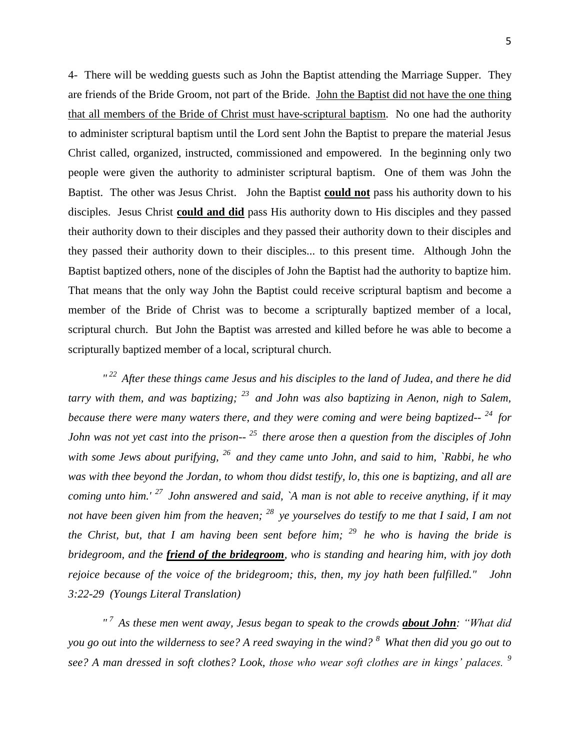4- There will be wedding guests such as John the Baptist attending the Marriage Supper. They are friends of the Bride Groom, not part of the Bride. John the Baptist did not have the one thing that all members of the Bride of Christ must have-scriptural baptism. No one had the authority to administer scriptural baptism until the Lord sent John the Baptist to prepare the material Jesus Christ called, organized, instructed, commissioned and empowered. In the beginning only two people were given the authority to administer scriptural baptism. One of them was John the Baptist. The other was Jesus Christ. John the Baptist **could not** pass his authority down to his disciples. Jesus Christ **could and did** pass His authority down to His disciples and they passed their authority down to their disciples and they passed their authority down to their disciples and they passed their authority down to their disciples... to this present time. Although John the Baptist baptized others, none of the disciples of John the Baptist had the authority to baptize him. That means that the only way John the Baptist could receive scriptural baptism and become a member of the Bride of Christ was to become a scripturally baptized member of a local, scriptural church. But John the Baptist was arrested and killed before he was able to become a scripturally baptized member of a local, scriptural church.

*"[22] After these things came Jesus and his disciples to the land of Judea, and there he did tarry with them, and was baptizing; [23] and John was also baptizing in Aenon, nigh to Salem, because there were many waters there, and they were coming and were being baptized-- [24] for John was not yet cast into the prison-- [25] there arose then a question from the disciples of John with some Jews about purifying, [26] and they came unto John, and said to him, `Rabbi, he who was with thee beyond the Jordan, to whom thou didst testify, lo, this one is baptizing, and all are coming unto him.' [27] John answered and said, `A man is not able to receive anything, if it may not have been given him from the heaven; [28] ye yourselves do testify to me that I said, I am not the Christ, but, that I am having been sent before him; [29] he who is having the bride is bridegroom, and the* ***friend of the bridegroom****, who is standing and hearing him, with joy doth rejoice because of the voice of the bridegroom; this, then, my joy hath been fulfilled." John 3:22-29 (Youngs Literal Translation)*

*"[7] As these men went away, Jesus began to speak to the crowds* ***about John****: "What did you go out into the wilderness to see? A reed swaying in the wind? [8] What then did you go out to see? A man dressed in soft clothes? Look, those who wear soft clothes are in kings' palaces. [9]*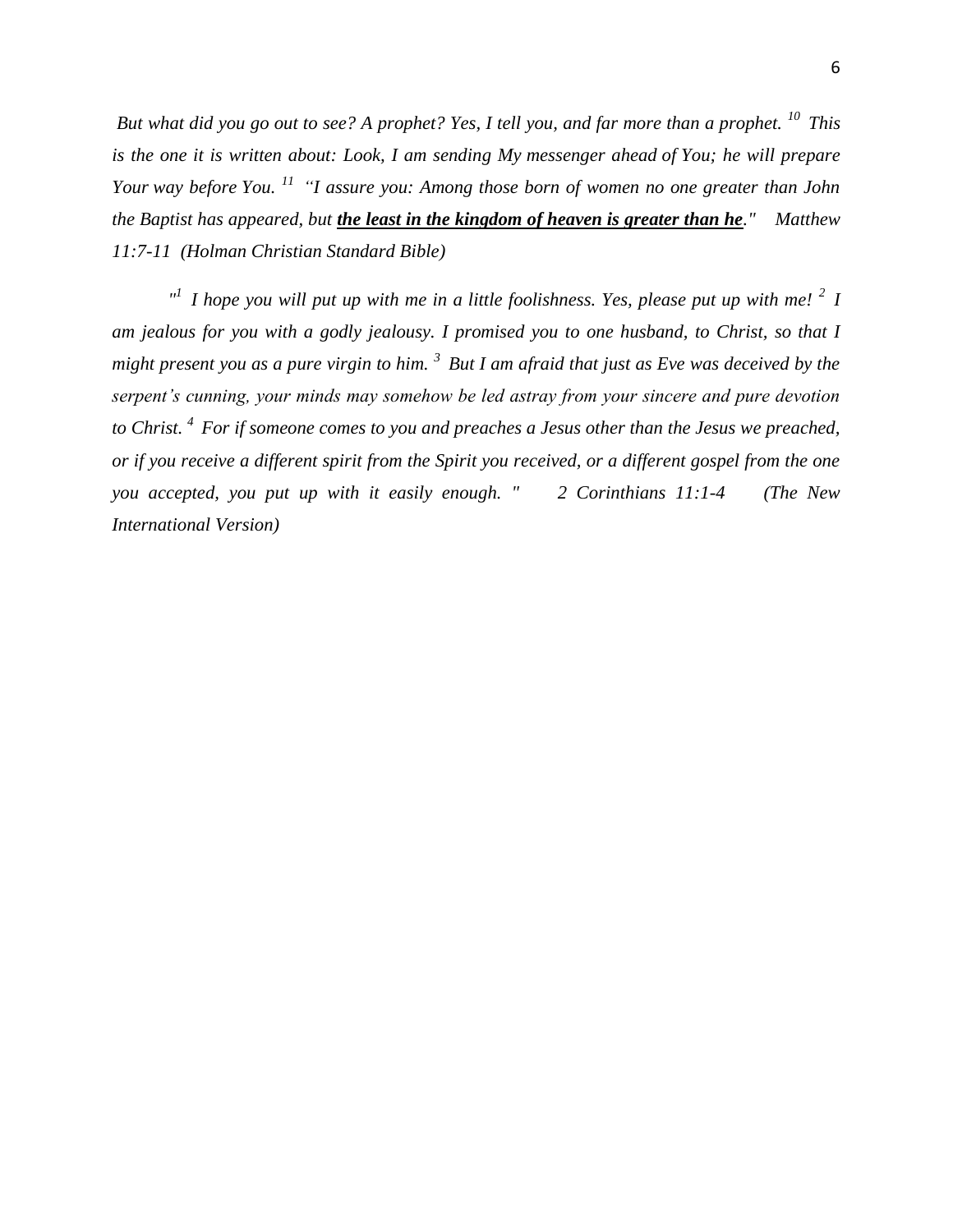*But what did you go out to see? A prophet? Yes, I tell you, and far more than a prophet.* [10] *This is the one it is written about: Look, I am sending My messenger ahead of You; he will prepare Your way before You.* [11] *"I assure you: Among those born of women no one greater than John the Baptist has appeared, but* ***<u>the least in the kingdom of heaven is greater than he</u>****."    Matthew 11:7-11  (Holman Christian Standard Bible)*

*"*[1] *I hope you will put up with me in a little foolishness. Yes, please put up with me!* [2] *I am jealous for you with a godly jealousy. I promised you to one husband, to Christ, so that I might present you as a pure virgin to him.* [3] *But I am afraid that just as Eve was deceived by the serpent's cunning, your minds may somehow be led astray from your sincere and pure devotion to Christ.* [4] *For if someone comes to you and preaches a Jesus other than the Jesus we preached, or if you receive a different spirit from the Spirit you received, or a different gospel from the one you accepted, you put up with it easily enough. "      2 Corinthians 11:1-4      (The New International Version)*